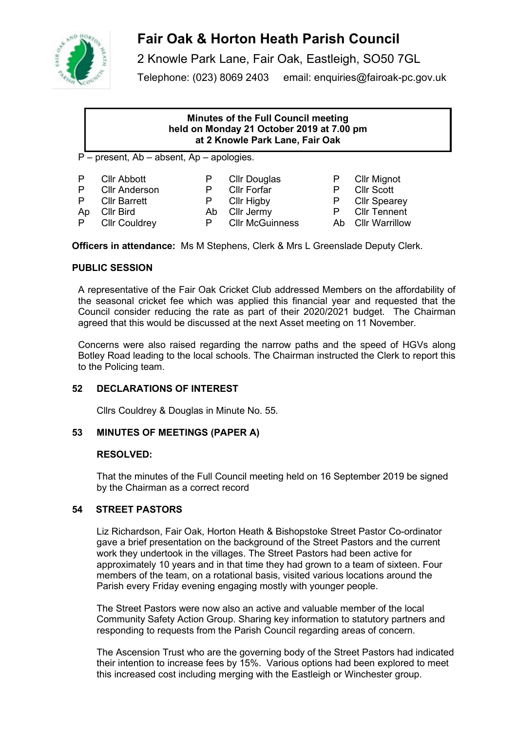# Fair Oak & Horton Heath Parish Council

2 Knowle Park Lane, Fair Oak, Eastleigh, SO50 7GL

Telephone: (023) 8069 2403 email: enquiries@fairoak-pc.gov.uk

**Minutes of the Full Council meeting held on Monday 21 October 2019 at 7.00 pm at 2 Knowle Park Lane, Fair Oak**

P – present, Ab – absent, Ap – apologies.

| | | | | | |
|---|---|---|---|---|---|
| P | Cllr Abbott | P | Cllr Douglas | P | Cllr Mignot |
| P | Cllr Anderson | P | Cllr Forfar | P | Cllr Scott |
| P | Cllr Barrett | P | Cllr Higby | P | Cllr Spearey |
| Ap | Cllr Bird | Ab | Cllr Jermy | P | Cllr Tennent |
| P | Cllr Couldrey | P | Cllr McGuinness | Ab | Cllr Warrillow |

**Officers in attendance:** Ms M Stephens, Clerk & Mrs L Greenslade Deputy Clerk.

## PUBLIC SESSION

A representative of the Fair Oak Cricket Club addressed Members on the affordability of the seasonal cricket fee which was applied this financial year and requested that the Council consider reducing the rate as part of their 2020/2021 budget. The Chairman agreed that this would be discussed at the next Asset meeting on 11 November.

Concerns were also raised regarding the narrow paths and the speed of HGVs along Botley Road leading to the local schools. The Chairman instructed the Clerk to report this to the Policing team.

## 52 DECLARATIONS OF INTEREST

Cllrs Couldrey & Douglas in Minute No. 55.

## 53 MINUTES OF MEETINGS (PAPER A)

**RESOLVED:**

That the minutes of the Full Council meeting held on 16 September 2019 be signed by the Chairman as a correct record

## 54 STREET PASTORS

Liz Richardson, Fair Oak, Horton Heath & Bishopstoke Street Pastor Co-ordinator gave a brief presentation on the background of the Street Pastors and the current work they undertook in the villages. The Street Pastors had been active for approximately 10 years and in that time they had grown to a team of sixteen. Four members of the team, on a rotational basis, visited various locations around the Parish every Friday evening engaging mostly with younger people.

The Street Pastors were now also an active and valuable member of the local Community Safety Action Group. Sharing key information to statutory partners and responding to requests from the Parish Council regarding areas of concern.

The Ascension Trust who are the governing body of the Street Pastors had indicated their intention to increase fees by 15%. Various options had been explored to meet this increased cost including merging with the Eastleigh or Winchester group.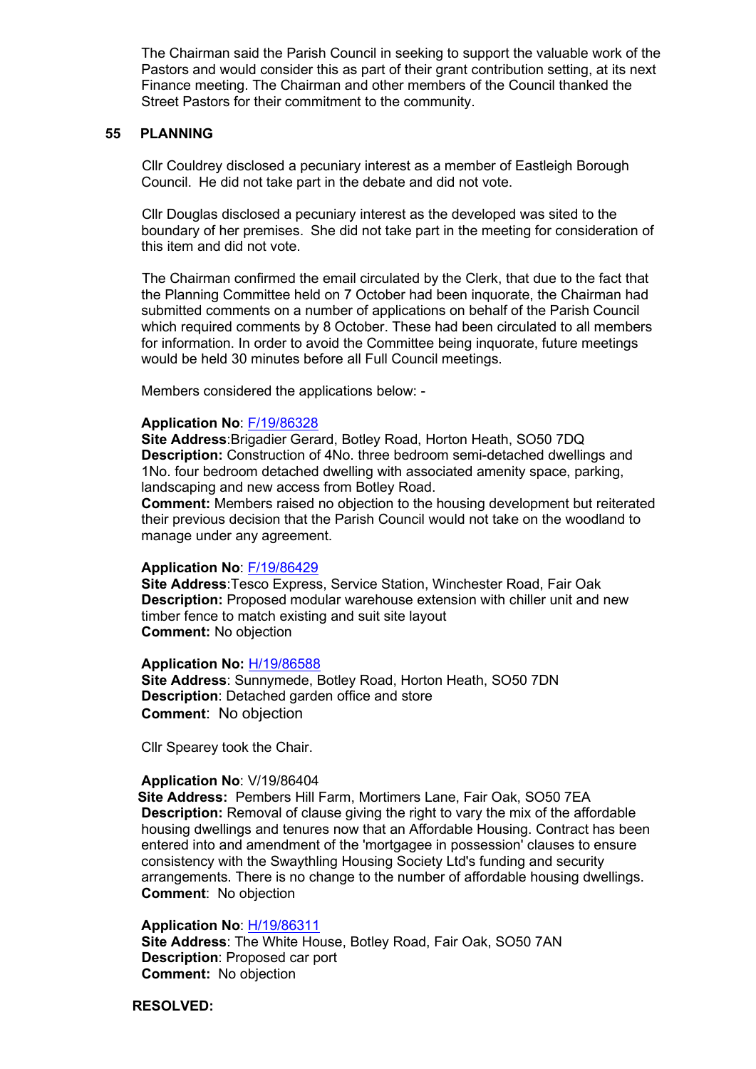The Chairman said the Parish Council in seeking to support the valuable work of the Pastors and would consider this as part of their grant contribution setting, at its next Finance meeting. The Chairman and other members of the Council thanked the Street Pastors for their commitment to the community.

## 55 PLANNING

Cllr Couldrey disclosed a pecuniary interest as a member of Eastleigh Borough Council. He did not take part in the debate and did not vote.

Cllr Douglas disclosed a pecuniary interest as the developed was sited to the boundary of her premises. She did not take part in the meeting for consideration of this item and did not vote.

The Chairman confirmed the email circulated by the Clerk, that due to the fact that the Planning Committee held on 7 October had been inquorate, the Chairman had submitted comments on a number of applications on behalf of the Parish Council which required comments by 8 October. These had been circulated to all members for information. In order to avoid the Committee being inquorate, future meetings would be held 30 minutes before all Full Council meetings.

Members considered the applications below: -

**Application No**: F/19/86328
**Site Address**:Brigadier Gerard, Botley Road, Horton Heath, SO50 7DQ
**Description:** Construction of 4No. three bedroom semi-detached dwellings and 1No. four bedroom detached dwelling with associated amenity space, parking, landscaping and new access from Botley Road.
**Comment:** Members raised no objection to the housing development but reiterated their previous decision that the Parish Council would not take on the woodland to manage under any agreement.

**Application No**: F/19/86429
**Site Address**:Tesco Express, Service Station, Winchester Road, Fair Oak
**Description:** Proposed modular warehouse extension with chiller unit and new timber fence to match existing and suit site layout
**Comment:** No objection

**Application No:** H/19/86588
**Site Address**: Sunnymede, Botley Road, Horton Heath, SO50 7DN
**Description**: Detached garden office and store
**Comment**: No objection

Cllr Spearey took the Chair.

**Application No**: V/19/86404
**Site Address:** Pembers Hill Farm, Mortimers Lane, Fair Oak, SO50 7EA
**Description:** Removal of clause giving the right to vary the mix of the affordable housing dwellings and tenures now that an Affordable Housing. Contract has been entered into and amendment of the 'mortgagee in possession' clauses to ensure consistency with the Swaythling Housing Society Ltd's funding and security arrangements. There is no change to the number of affordable housing dwellings.
**Comment**: No objection

**Application No**: H/19/86311
**Site Address**: The White House, Botley Road, Fair Oak, SO50 7AN
**Description**: Proposed car port
**Comment:** No objection

**RESOLVED:**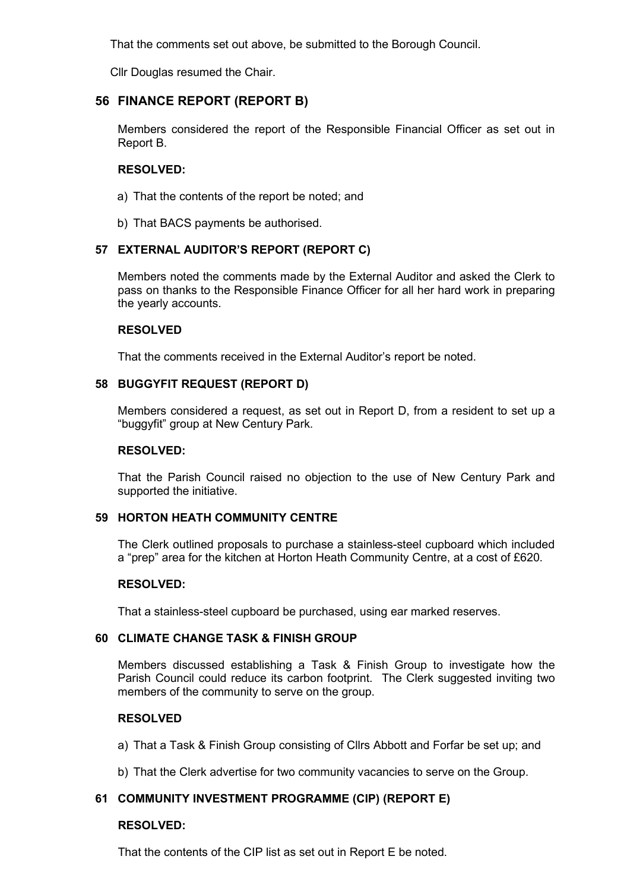That the comments set out above, be submitted to the Borough Council.

Cllr Douglas resumed the Chair.

## 56 FINANCE REPORT (REPORT B)

Members considered the report of the Responsible Financial Officer as set out in Report B.

**RESOLVED:**

a) That the contents of the report be noted; and

b) That BACS payments be authorised.

## 57 EXTERNAL AUDITOR'S REPORT (REPORT C)

Members noted the comments made by the External Auditor and asked the Clerk to pass on thanks to the Responsible Finance Officer for all her hard work in preparing the yearly accounts.

**RESOLVED**

That the comments received in the External Auditor's report be noted.

## 58 BUGGYFIT REQUEST (REPORT D)

Members considered a request, as set out in Report D, from a resident to set up a "buggyfit" group at New Century Park.

**RESOLVED:**

That the Parish Council raised no objection to the use of New Century Park and supported the initiative.

## 59 HORTON HEATH COMMUNITY CENTRE

The Clerk outlined proposals to purchase a stainless-steel cupboard which included a "prep" area for the kitchen at Horton Heath Community Centre, at a cost of £620.

**RESOLVED:**

That a stainless-steel cupboard be purchased, using ear marked reserves.

## 60 CLIMATE CHANGE TASK & FINISH GROUP

Members discussed establishing a Task & Finish Group to investigate how the Parish Council could reduce its carbon footprint. The Clerk suggested inviting two members of the community to serve on the group.

**RESOLVED**

a) That a Task & Finish Group consisting of Cllrs Abbott and Forfar be set up; and

b) That the Clerk advertise for two community vacancies to serve on the Group.

## 61 COMMUNITY INVESTMENT PROGRAMME (CIP) (REPORT E)

**RESOLVED:**

That the contents of the CIP list as set out in Report E be noted.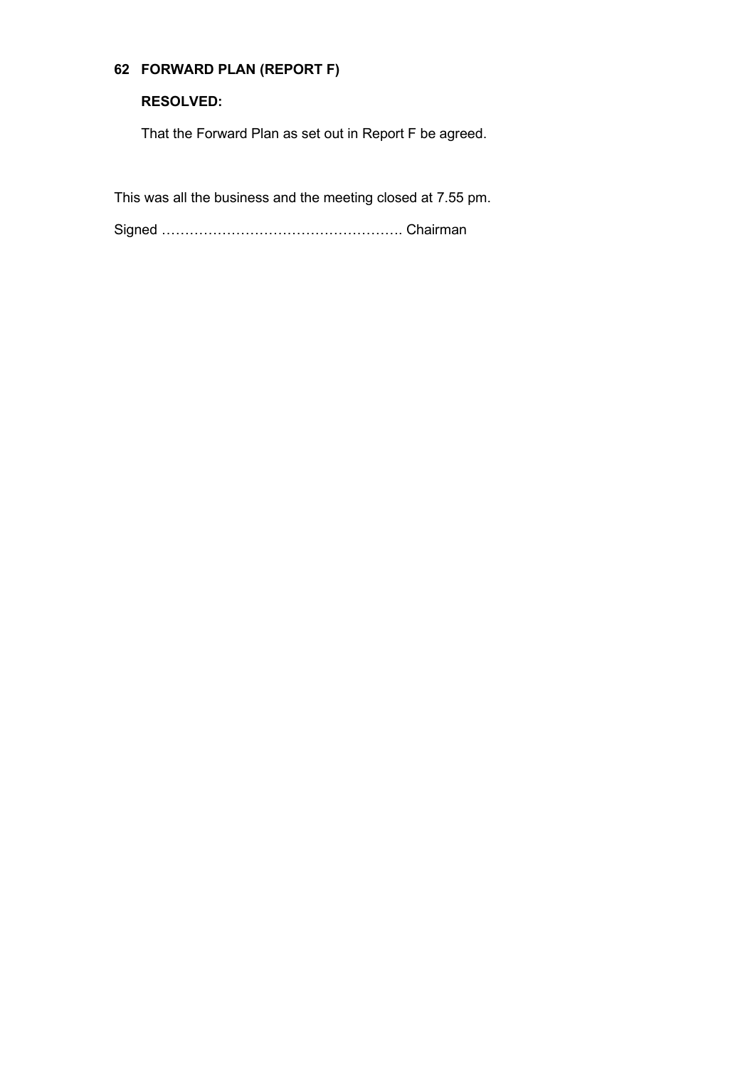## 62 FORWARD PLAN (REPORT F)

**RESOLVED:**

That the Forward Plan as set out in Report F be agreed.

This was all the business and the meeting closed at 7.55 pm.

Signed ……………………………………………. Chairman